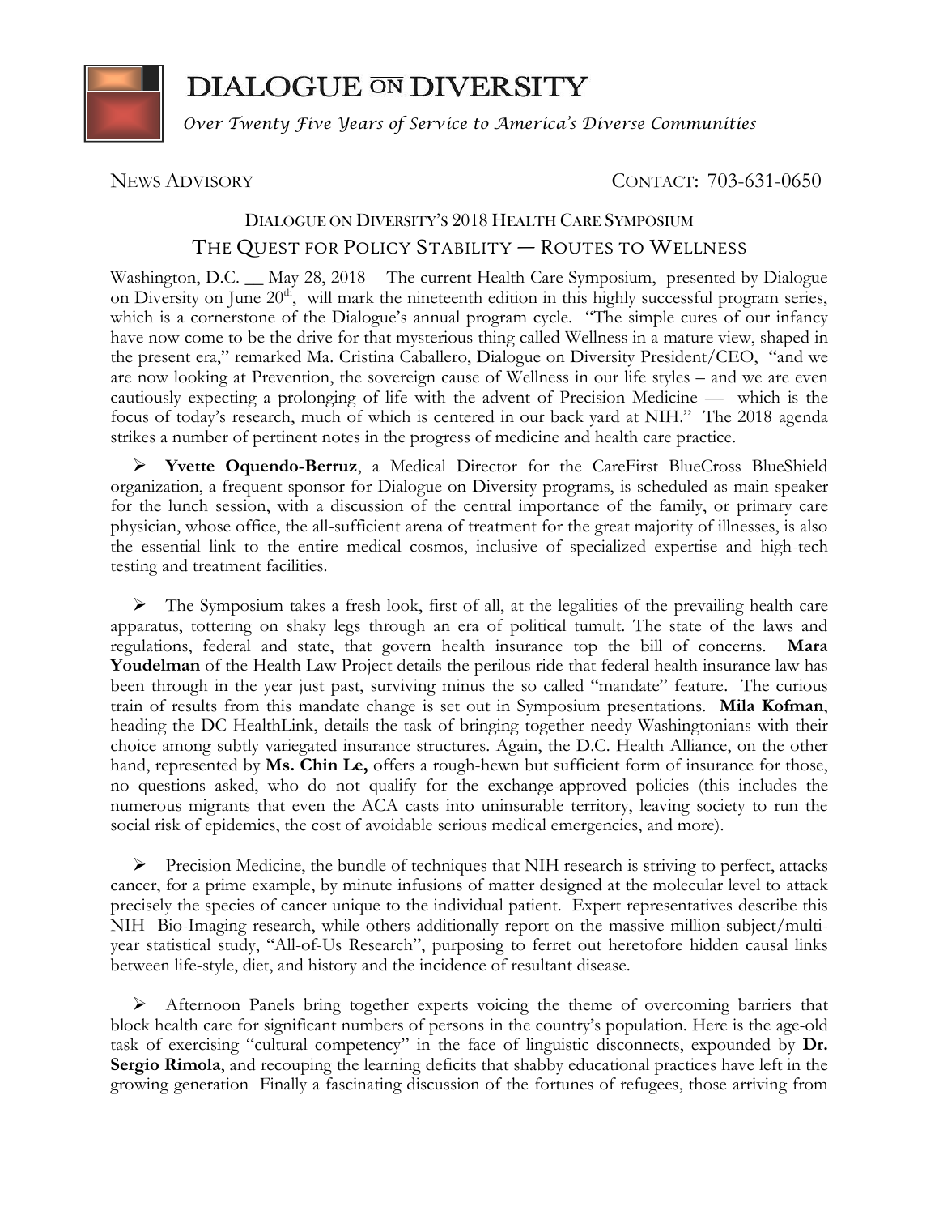# DIALOGUE ON DIVERSITY

*Over Twenty Five Years of Service to America's Diverse Communities*

NEWS ADVISORY — CONTACT: 703-631-0650

## DIALOGUE ON DIVERSITY'S 2018 HEALTH CARE SYMPOSIUM

## THE QUEST FOR POLICY STABILITY — ROUTES TO WELLNESS

Washington, D.C. __ May 28, 2018 The current Health Care Symposium, presented by Dialogue on Diversity on June 20th, will mark the nineteenth edition in this highly successful program series, which is a cornerstone of the Dialogue's annual program cycle. "The simple cures of our infancy have now come to be the drive for that mysterious thing called Wellness in a mature view, shaped in the present era," remarked Ma. Cristina Caballero, Dialogue on Diversity President/CEO, "and we are now looking at Prevention, the sovereign cause of Wellness in our life styles – and we are even cautiously expecting a prolonging of life with the advent of Precision Medicine — which is the focus of today's research, much of which is centered in our back yard at NIH." The 2018 agenda strikes a number of pertinent notes in the progress of medicine and health care practice.

- **Yvette Oquendo-Berruz**, a Medical Director for the CareFirst BlueCross BlueShield organization, a frequent sponsor for Dialogue on Diversity programs, is scheduled as main speaker for the lunch session, with a discussion of the central importance of the family, or primary care physician, whose office, the all-sufficient arena of treatment for the great majority of illnesses, is also the essential link to the entire medical cosmos, inclusive of specialized expertise and high-tech testing and treatment facilities.

- The Symposium takes a fresh look, first of all, at the legalities of the prevailing health care apparatus, tottering on shaky legs through an era of political tumult. The state of the laws and regulations, federal and state, that govern health insurance top the bill of concerns. **Mara Youdelman** of the Health Law Project details the perilous ride that federal health insurance law has been through in the year just past, surviving minus the so called "mandate" feature. The curious train of results from this mandate change is set out in Symposium presentations. **Mila Kofman**, heading the DC HealthLink, details the task of bringing together needy Washingtonians with their choice among subtly variegated insurance structures. Again, the D.C. Health Alliance, on the other hand, represented by **Ms. Chin Le,** offers a rough-hewn but sufficient form of insurance for those, no questions asked, who do not qualify for the exchange-approved policies (this includes the numerous migrants that even the ACA casts into uninsurable territory, leaving society to run the social risk of epidemics, the cost of avoidable serious medical emergencies, and more).

- Precision Medicine, the bundle of techniques that NIH research is striving to perfect, attacks cancer, for a prime example, by minute infusions of matter designed at the molecular level to attack precisely the species of cancer unique to the individual patient. Expert representatives describe this NIH Bio-Imaging research, while others additionally report on the massive million-subject/multi-year statistical study, "All-of-Us Research", purposing to ferret out heretofore hidden causal links between life-style, diet, and history and the incidence of resultant disease.

- Afternoon Panels bring together experts voicing the theme of overcoming barriers that block health care for significant numbers of persons in the country's population. Here is the age-old task of exercising "cultural competency" in the face of linguistic disconnects, expounded by **Dr. Sergio Rimola**, and recouping the learning deficits that shabby educational practices have left in the growing generation Finally a fascinating discussion of the fortunes of refugees, those arriving from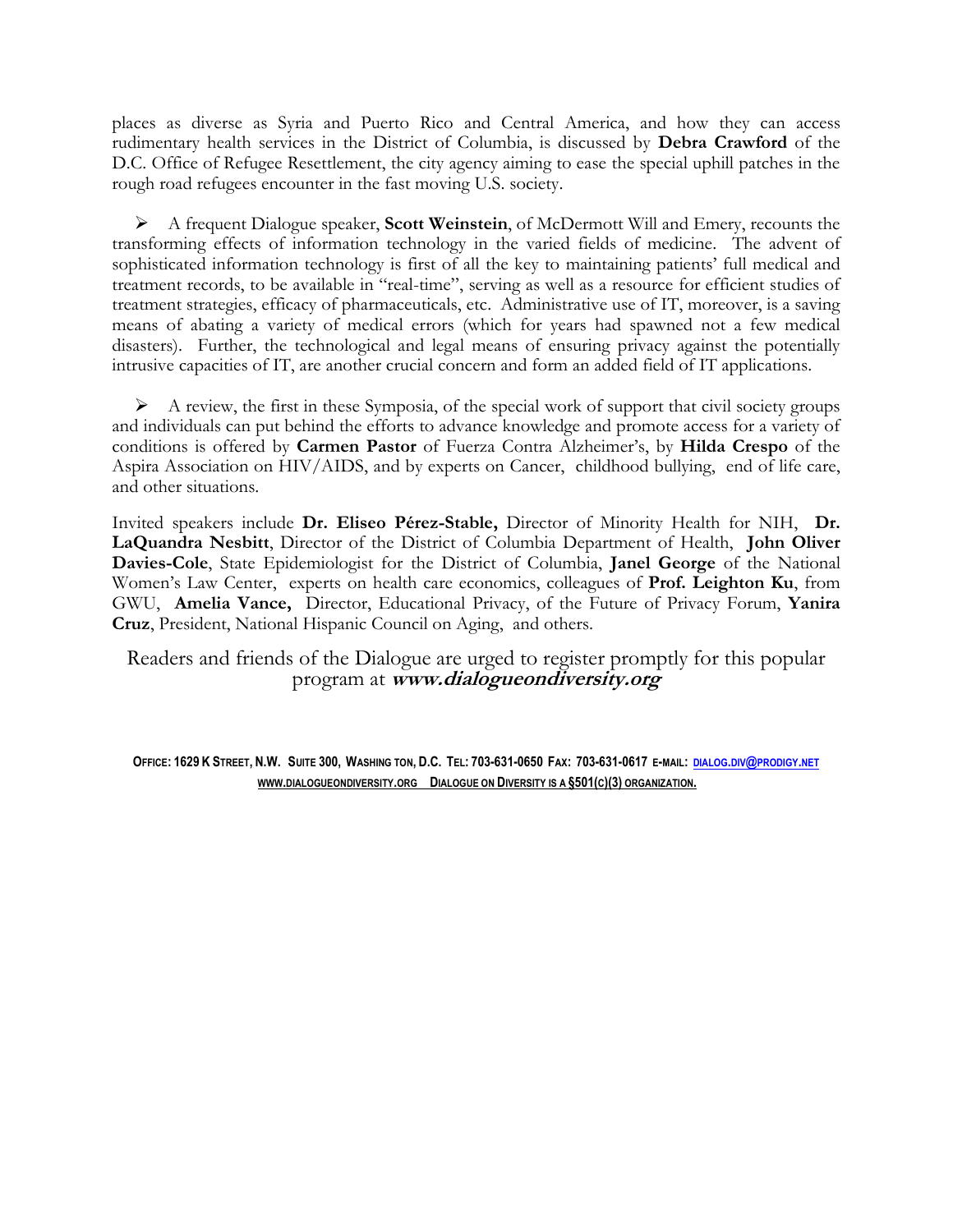places as diverse as Syria and Puerto Rico and Central America, and how they can access rudimentary health services in the District of Columbia, is discussed by **Debra Crawford** of the D.C. Office of Refugee Resettlement, the city agency aiming to ease the special uphill patches in the rough road refugees encounter in the fast moving U.S. society.

- A frequent Dialogue speaker, **Scott Weinstein**, of McDermott Will and Emery, recounts the transforming effects of information technology in the varied fields of medicine. The advent of sophisticated information technology is first of all the key to maintaining patients' full medical and treatment records, to be available in "real-time", serving as well as a resource for efficient studies of treatment strategies, efficacy of pharmaceuticals, etc. Administrative use of IT, moreover, is a saving means of abating a variety of medical errors (which for years had spawned not a few medical disasters). Further, the technological and legal means of ensuring privacy against the potentially intrusive capacities of IT, are another crucial concern and form an added field of IT applications.

- A review, the first in these Symposia, of the special work of support that civil society groups and individuals can put behind the efforts to advance knowledge and promote access for a variety of conditions is offered by **Carmen Pastor** of Fuerza Contra Alzheimer's, by **Hilda Crespo** of the Aspira Association on HIV/AIDS, and by experts on Cancer, childhood bullying, end of life care, and other situations.

Invited speakers include **Dr. Eliseo Pérez-Stable,** Director of Minority Health for NIH, **Dr. LaQuandra Nesbitt**, Director of the District of Columbia Department of Health, **John Oliver Davies-Cole**, State Epidemiologist for the District of Columbia, **Janel George** of the National Women's Law Center, experts on health care economics, colleagues of **Prof. Leighton Ku**, from GWU, **Amelia Vance,** Director, Educational Privacy, of the Future of Privacy Forum, **Yanira Cruz**, President, National Hispanic Council on Aging, and others.

Readers and friends of the Dialogue are urged to register promptly for this popular program at ***www.dialogueondiversity.org***

**OFFICE: 1629 K STREET, N.W. SUITE 300, WASHINGTON, D.C. TEL: 703-631-0650 FAX: 703-631-0617 E-MAIL: DIALOG.DIV@PRODIGY.NET**
**WWW.DIALOGUEONDIVERSITY.ORG DIALOGUE ON DIVERSITY IS A §501(C)(3) ORGANIZATION.**